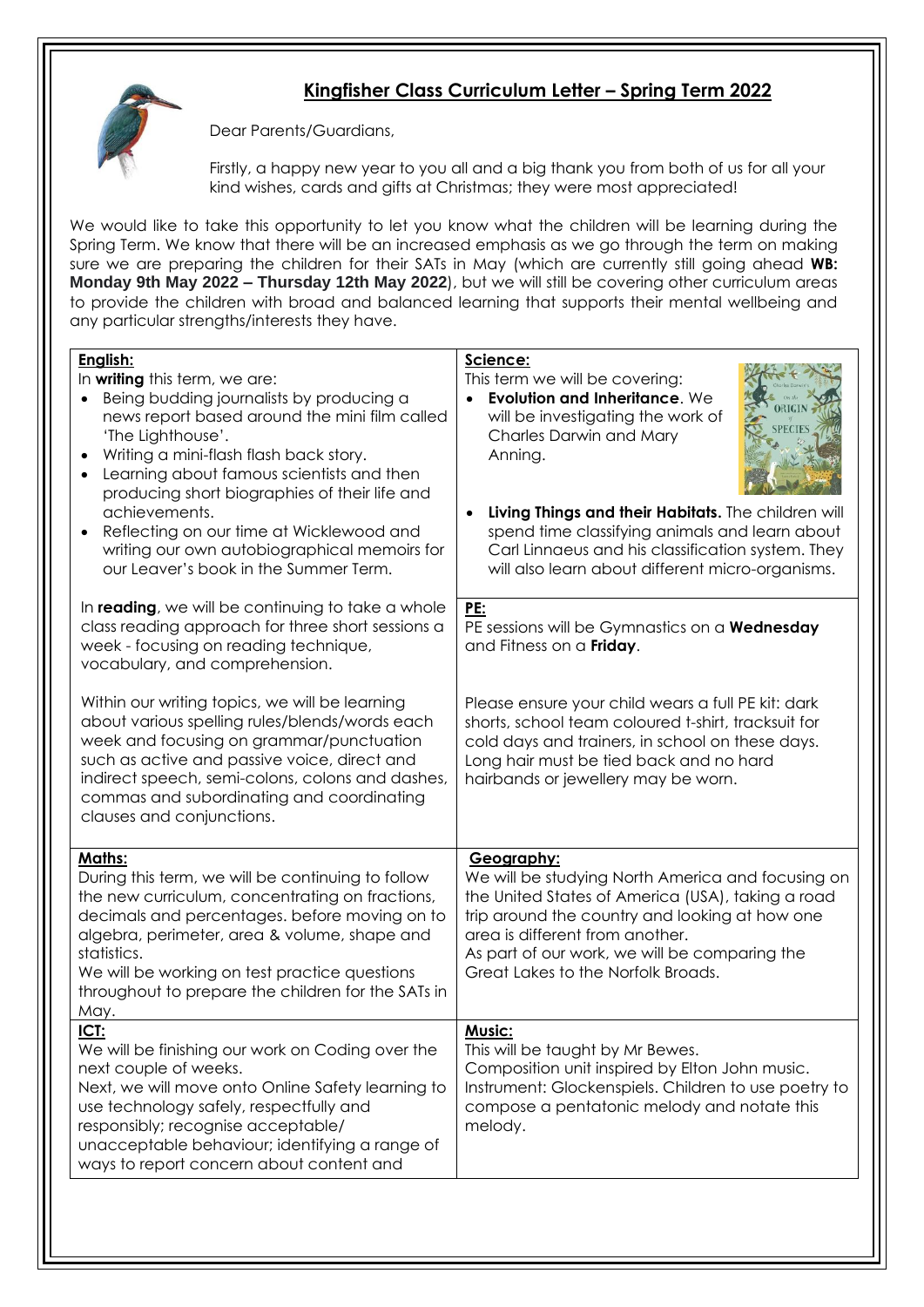# Kingfisher Class Curriculum Letter – Spring Term 2022

Dear Parents/Guardians,

Firstly, a happy new year to you all and a big thank you from both of us for all your kind wishes, cards and gifts at Christmas; they were most appreciated!

We would like to take this opportunity to let you know what the children will be learning during the Spring Term. We know that there will be an increased emphasis as we go through the term on making sure we are preparing the children for their SATs in May (which are currently still going ahead **WB: Monday 9th May 2022 – Thursday 12th May 2022**), but we will still be covering other curriculum areas to provide the children with broad and balanced learning that supports their mental wellbeing and any particular strengths/interests they have.

## English:

In **writing** this term, we are:

- Being budding journalists by producing a news report based around the mini film called 'The Lighthouse'.
- Writing a mini-flash flash back story.
- Learning about famous scientists and then producing short biographies of their life and achievements.
- Reflecting on our time at Wicklewood and writing our own autobiographical memoirs for our Leaver's book in the Summer Term.

In **reading**, we will be continuing to take a whole class reading approach for three short sessions a week - focusing on reading technique, vocabulary, and comprehension.

Within our writing topics, we will be learning about various spelling rules/blends/words each week and focusing on grammar/punctuation such as active and passive voice, direct and indirect speech, semi-colons, colons and dashes, commas and subordinating and coordinating clauses and conjunctions.

## Science:

This term we will be covering:

- **Evolution and Inheritance**. We will be investigating the work of Charles Darwin and Mary Anning.
- **Living Things and their Habitats.** The children will spend time classifying animals and learn about Carl Linnaeus and his classification system. They will also learn about different micro-organisms.

## PE:

PE sessions will be Gymnastics on a **Wednesday** and Fitness on a **Friday**.

Please ensure your child wears a full PE kit: dark shorts, school team coloured t-shirt, tracksuit for cold days and trainers, in school on these days. Long hair must be tied back and no hard hairbands or jewellery may be worn.

## Maths:

During this term, we will be continuing to follow the new curriculum, concentrating on fractions, decimals and percentages. before moving on to algebra, perimeter, area & volume, shape and statistics.

We will be working on test practice questions throughout to prepare the children for the SATs in May.

## Geography:

We will be studying North America and focusing on the United States of America (USA), taking a road trip around the country and looking at how one area is different from another.

As part of our work, we will be comparing the Great Lakes to the Norfolk Broads.

## ICT:

We will be finishing our work on Coding over the next couple of weeks.

Next, we will move onto Online Safety learning to use technology safely, respectfully and responsibly; recognise acceptable/ unacceptable behaviour; identifying a range of ways to report concern about content and

## Music:

This will be taught by Mr Bewes.

Composition unit inspired by Elton John music.

Instrument: Glockenspiels. Children to use poetry to compose a pentatonic melody and notate this melody.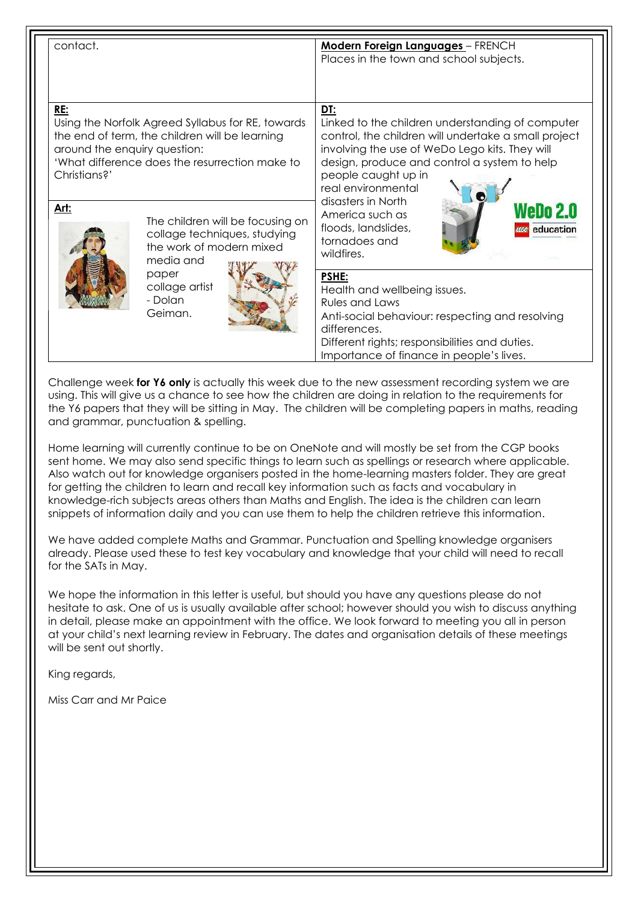| | |
|---|---|
| contact. | **Modern Foreign Languages** – FRENCH<br>Places in the town and school subjects. |
| **RE:**<br>Using the Norfolk Agreed Syllabus for RE, towards the end of term, the children will be learning around the enquiry question:<br>'What difference does the resurrection make to Christians?' | **DT:**<br>Linked to the children understanding of computer control, the children will undertake a small project involving the use of WeDo Lego kits. They will design, produce and control a system to help people caught up in real environmental disasters in North America such as floods, landslides, tornadoes and wildfires. |
| **Art:**<br>The children will be focusing on collage techniques, studying the work of modern mixed media and paper collage artist - Dolan Geiman. | **PSHE:**<br>Health and wellbeing issues.<br>Rules and Laws<br>Anti-social behaviour: respecting and resolving differences.<br>Different rights; responsibilities and duties.<br>Importance of finance in people's lives. |

Challenge week **for Y6 only** is actually this week due to the new assessment recording system we are using. This will give us a chance to see how the children are doing in relation to the requirements for the Y6 papers that they will be sitting in May. The children will be completing papers in maths, reading and grammar, punctuation & spelling.

Home learning will currently continue to be on OneNote and will mostly be set from the CGP books sent home. We may also send specific things to learn such as spellings or research where applicable. Also watch out for knowledge organisers posted in the home-learning masters folder. They are great for getting the children to learn and recall key information such as facts and vocabulary in knowledge-rich subjects areas others than Maths and English. The idea is the children can learn snippets of information daily and you can use them to help the children retrieve this information.

We have added complete Maths and Grammar. Punctuation and Spelling knowledge organisers already. Please used these to test key vocabulary and knowledge that your child will need to recall for the SATs in May.

We hope the information in this letter is useful, but should you have any questions please do not hesitate to ask. One of us is usually available after school; however should you wish to discuss anything in detail, please make an appointment with the office. We look forward to meeting you all in person at your child's next learning review in February. The dates and organisation details of these meetings will be sent out shortly.

King regards,

Miss Carr and Mr Paice